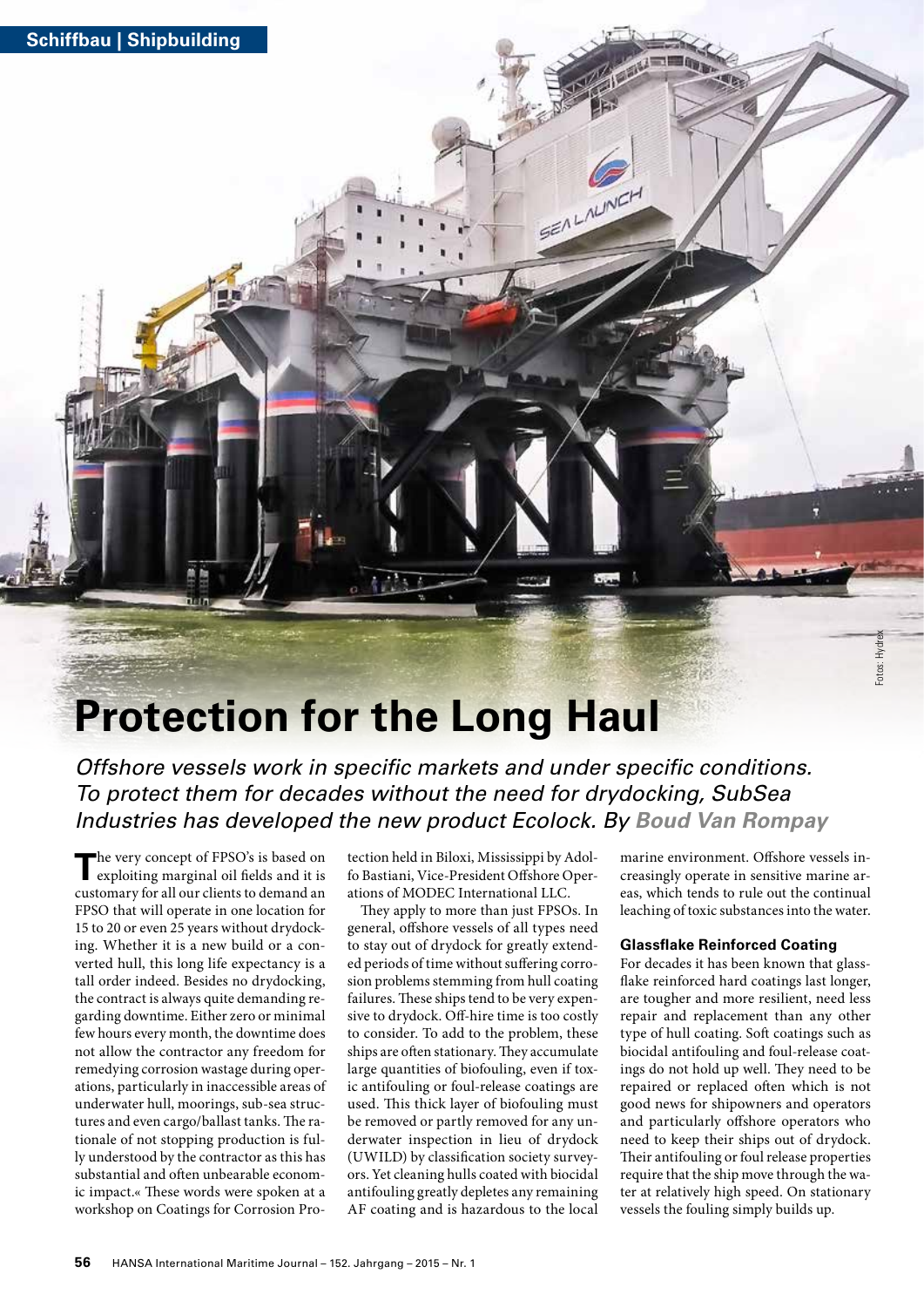Schiffbau | Shipbuilding

# Protection for the Long Haul

*Offshore vessels work in specific markets and under specific conditions. To protect them for decades without the need for drydocking, SubSea Industries has developed the new product Ecolock. By* ***Boud Van Rompay***

The very concept of FPSO's is based on exploiting marginal oil fields and it is customary for all our clients to demand an FPSO that will operate in one location for 15 to 20 or even 25 years without drydocking. Whether it is a new build or a converted hull, this long life expectancy is a tall order indeed. Besides no drydocking, the contract is always quite demanding regarding downtime. Either zero or minimal few hours every month, the downtime does not allow the contractor any freedom for remedying corrosion wastage during operations, particularly in inaccessible areas of underwater hull, moorings, sub-sea structures and even cargo/ballast tanks. The rationale of not stopping production is fully understood by the contractor as this has substantial and often unbearable economic impact.« These words were spoken at a workshop on Coatings for Corrosion Protection held in Biloxi, Mississippi by Adolfo Bastiani, Vice-President Offshore Operations of MODEC International LLC.

They apply to more than just FPSOs. In general, offshore vessels of all types need to stay out of drydock for greatly extended periods of time without suffering corrosion problems stemming from hull coating failures. These ships tend to be very expensive to drydock. Off-hire time is too costly to consider. To add to the problem, these ships are often stationary. They accumulate large quantities of biofouling, even if toxic antifouling or foul-release coatings are used. This thick layer of biofouling must be removed or partly removed for any underwater inspection in lieu of drydock (UWILD) by classification society surveyors. Yet cleaning hulls coated with biocidal antifouling greatly depletes any remaining AF coating and is hazardous to the local marine environment. Offshore vessels increasingly operate in sensitive marine areas, which tends to rule out the continual leaching of toxic substances into the water.

### Glassflake Reinforced Coating

For decades it has been known that glassflake reinforced hard coatings last longer, are tougher and more resilient, need less repair and replacement than any other type of hull coating. Soft coatings such as biocidal antifouling and foul-release coatings do not hold up well. They need to be repaired or replaced often which is not good news for shipowners and operators and particularly offshore operators who need to keep their ships out of drydock. Their antifouling or foul release properties require that the ship move through the water at relatively high speed. On stationary vessels the fouling simply builds up.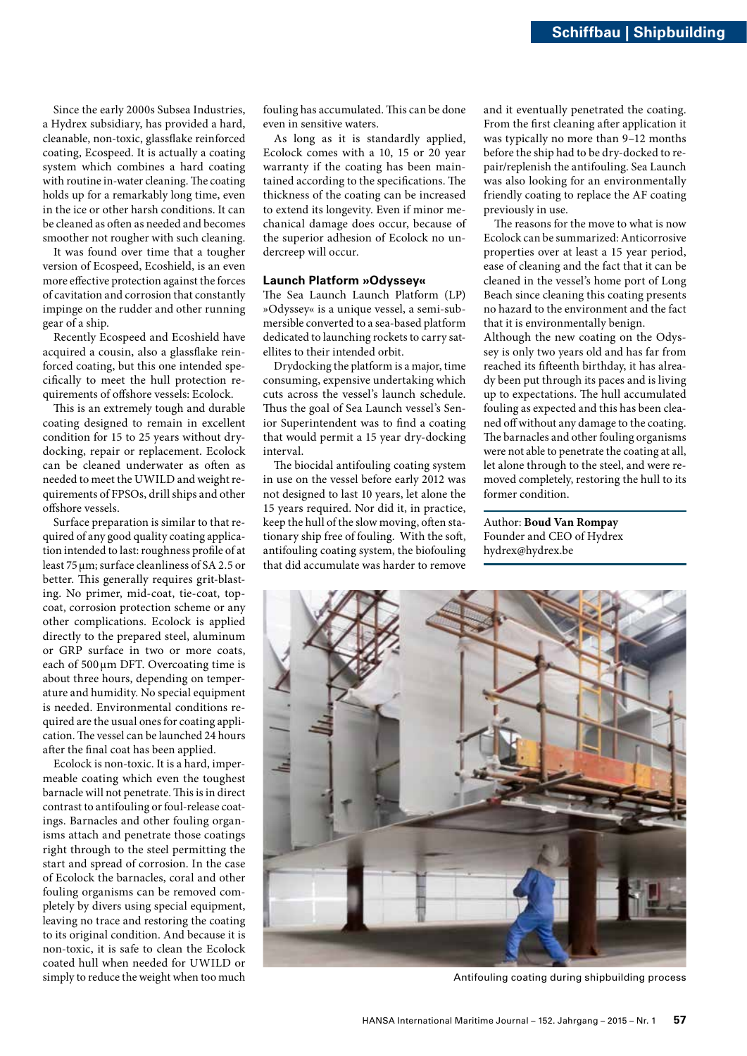Since the early 2000s Subsea Industries, a Hydrex subsidiary, has provided a hard, cleanable, non-toxic, glassflake reinforced coating, Ecospeed. It is actually a coating system which combines a hard coating with routine in-water cleaning. The coating holds up for a remarkably long time, even in the ice or other harsh conditions. It can be cleaned as often as needed and becomes smoother not rougher with such cleaning.

It was found over time that a tougher version of Ecospeed, Ecoshield, is an even more effective protection against the forces of cavitation and corrosion that constantly impinge on the rudder and other running gear of a ship.

Recently Ecospeed and Ecoshield have acquired a cousin, also a glassflake reinforced coating, but this one intended specifically to meet the hull protection requirements of offshore vessels: Ecolock.

This is an extremely tough and durable coating designed to remain in excellent condition for 15 to 25 years without dry-docking, repair or replacement. Ecolock can be cleaned underwater as often as needed to meet the UWILD and weight requirements of FPSOs, drill ships and other offshore vessels.

Surface preparation is similar to that required of any good quality coating application intended to last: roughness profile of at least 75 µm; surface cleanliness of SA 2.5 or better. This generally requires grit-blasting. No primer, mid-coat, tie-coat, top-coat, corrosion protection scheme or any other complications. Ecolock is applied directly to the prepared steel, aluminum or GRP surface in two or more coats, each of 500 µm DFT. Overcoating time is about three hours, depending on temperature and humidity. No special equipment is needed. Environmental conditions required are the usual ones for coating application. The vessel can be launched 24 hours after the final coat has been applied.

Ecolock is non-toxic. It is a hard, impermeable coating which even the toughest barnacle will not penetrate. This is in direct contrast to antifouling or foul-release coatings. Barnacles and other fouling organisms attach and penetrate those coatings right through to the steel permitting the start and spread of corrosion. In the case of Ecolock the barnacles, coral and other fouling organisms can be removed completely by divers using special equipment, leaving no trace and restoring the coating to its original condition. And because it is non-toxic, it is safe to clean the Ecolock coated hull when needed for UWILD or simply to reduce the weight when too much fouling has accumulated. This can be done even in sensitive waters.

As long as it is standardly applied, Ecolock comes with a 10, 15 or 20 year warranty if the coating has been maintained according to the specifications. The thickness of the coating can be increased to extend its longevity. Even if minor mechanical damage does occur, because of the superior adhesion of Ecolock no undercreep will occur.

### Launch Platform »Odyssey«

The Sea Launch Launch Platform (LP) »Odyssey« is a unique vessel, a semi-submersible converted to a sea-based platform dedicated to launching rockets to carry satellites to their intended orbit.

Drydocking the platform is a major, time consuming, expensive undertaking which cuts across the vessel's launch schedule. Thus the goal of Sea Launch vessel's Senior Superintendent was to find a coating that would permit a 15 year dry-docking interval.

The biocidal antifouling coating system in use on the vessel before early 2012 was not designed to last 10 years, let alone the 15 years required. Nor did it, in practice, keep the hull of the slow moving, often stationary ship free of fouling. With the soft, antifouling coating system, the biofouling that did accumulate was harder to remove and it eventually penetrated the coating. From the first cleaning after application it was typically no more than 9–12 months before the ship had to be dry-docked to repair/replenish the antifouling. Sea Launch was also looking for an environmentally friendly coating to replace the AF coating previously in use.

The reasons for the move to what is now Ecolock can be summarized: Anticorrosive properties over at least a 15 year period, ease of cleaning and the fact that it can be cleaned in the vessel's home port of Long Beach since cleaning this coating presents no hazard to the environment and the fact that it is environmentally benign.

Although the new coating on the Odyssey is only two years old and has far from reached its fifteenth birthday, it has already been put through its paces and is living up to expectations. The hull accumulated fouling as expected and this has been cleaned off without any damage to the coating. The barnacles and other fouling organisms were not able to penetrate the coating at all, let alone through to the steel, and were removed completely, restoring the hull to its former condition.

Author: **Boud Van Rompay**
Founder and CEO of Hydrex
hydrex@hydrex.be

Antifouling coating during shipbuilding process